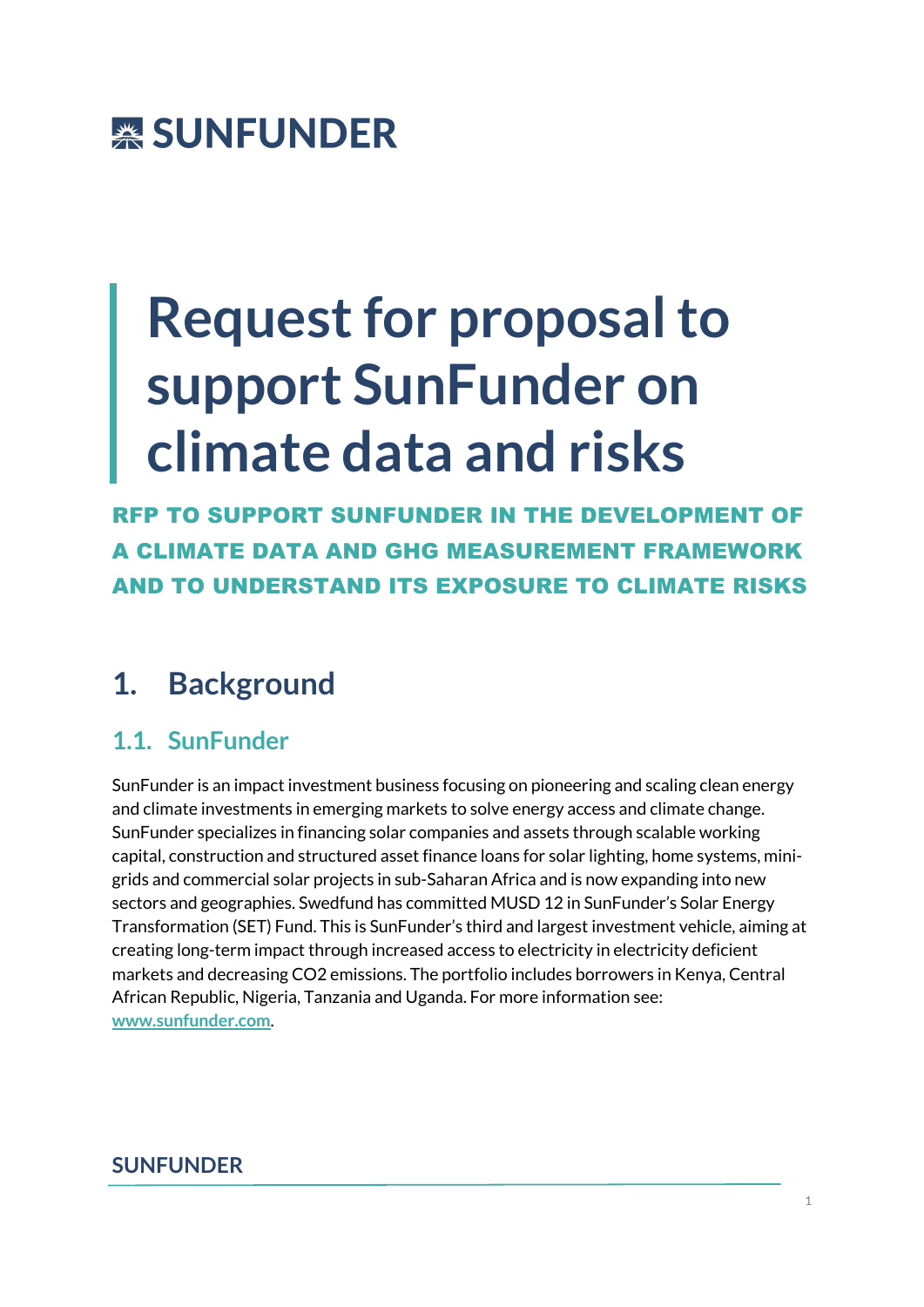SUNFUNDER

# Request for proposal to support SunFunder on climate data and risks

**RFP TO SUPPORT SUNFUNDER IN THE DEVELOPMENT OF A CLIMATE DATA AND GHG MEASUREMENT FRAMEWORK AND TO UNDERSTAND ITS EXPOSURE TO CLIMATE RISKS**

## 1. Background

### 1.1. SunFunder

SunFunder is an impact investment business focusing on pioneering and scaling clean energy and climate investments in emerging markets to solve energy access and climate change. SunFunder specializes in financing solar companies and assets through scalable working capital, construction and structured asset finance loans for solar lighting, home systems, mini-grids and commercial solar projects in sub-Saharan Africa and is now expanding into new sectors and geographies. Swedfund has committed MUSD 12 in SunFunder's Solar Energy Transformation (SET) Fund. This is SunFunder's third and largest investment vehicle, aiming at creating long-term impact through increased access to electricity in electricity deficient markets and decreasing CO2 emissions. The portfolio includes borrowers in Kenya, Central African Republic, Nigeria, Tanzania and Uganda. For more information see: [www.sunfunder.com](www.sunfunder.com).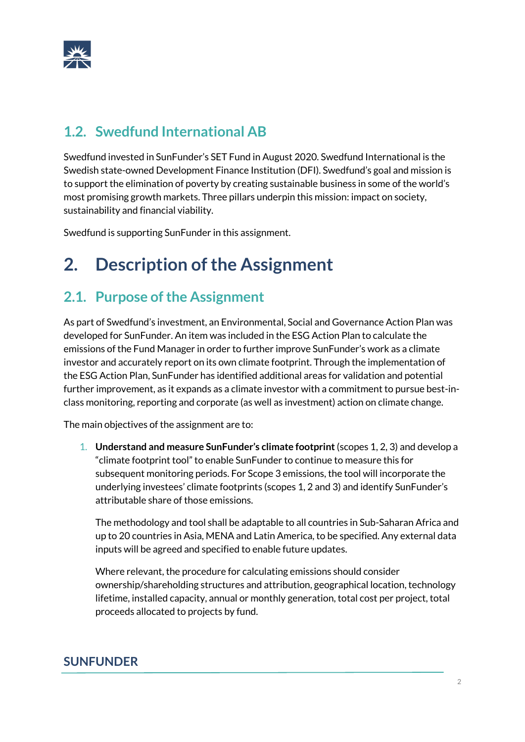## 1.2. Swedfund International AB

Swedfund invested in SunFunder's SET Fund in August 2020. Swedfund International is the Swedish state-owned Development Finance Institution (DFI). Swedfund's goal and mission is to support the elimination of poverty by creating sustainable business in some of the world's most promising growth markets. Three pillars underpin this mission: impact on society, sustainability and financial viability.

Swedfund is supporting SunFunder in this assignment.

# 2. Description of the Assignment

## 2.1. Purpose of the Assignment

As part of Swedfund's investment, an Environmental, Social and Governance Action Plan was developed for SunFunder. An item was included in the ESG Action Plan to calculate the emissions of the Fund Manager in order to further improve SunFunder's work as a climate investor and accurately report on its own climate footprint. Through the implementation of the ESG Action Plan, SunFunder has identified additional areas for validation and potential further improvement, as it expands as a climate investor with a commitment to pursue best-in-class monitoring, reporting and corporate (as well as investment) action on climate change.

The main objectives of the assignment are to:

1. **Understand and measure SunFunder's climate footprint** (scopes 1, 2, 3) and develop a "climate footprint tool" to enable SunFunder to continue to measure this for subsequent monitoring periods. For Scope 3 emissions, the tool will incorporate the underlying investees' climate footprints (scopes 1, 2 and 3) and identify SunFunder's attributable share of those emissions.

   The methodology and tool shall be adaptable to all countries in Sub-Saharan Africa and up to 20 countries in Asia, MENA and Latin America, to be specified. Any external data inputs will be agreed and specified to enable future updates.

   Where relevant, the procedure for calculating emissions should consider ownership/shareholding structures and attribution, geographical location, technology lifetime, installed capacity, annual or monthly generation, total cost per project, total proceeds allocated to projects by fund.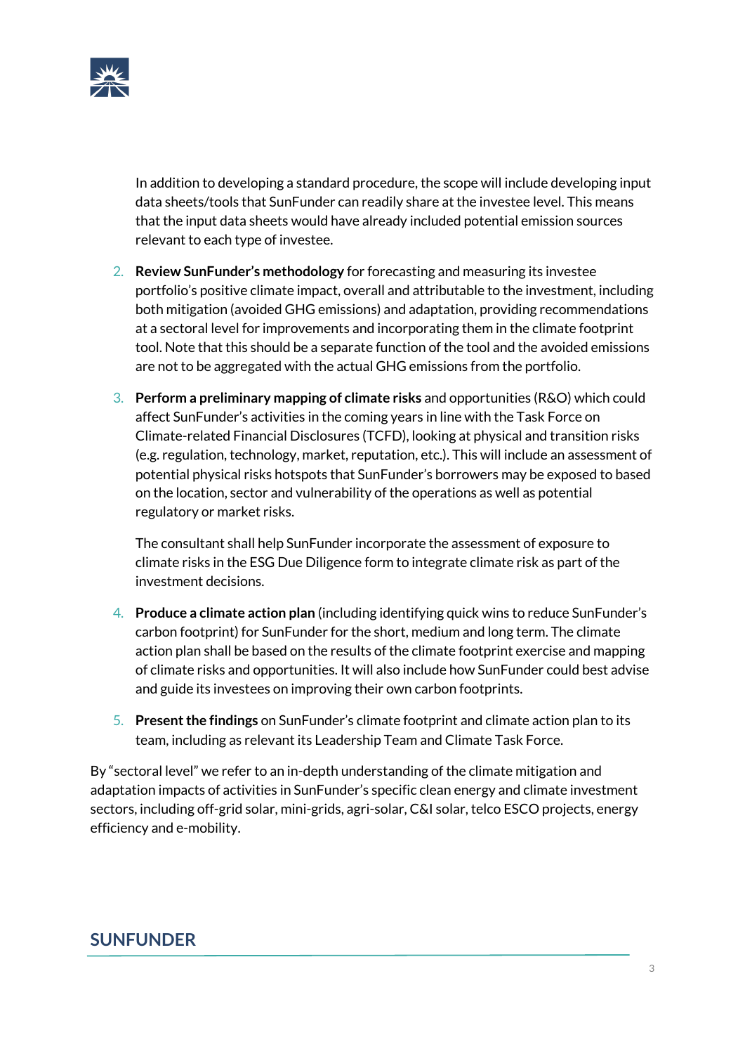In addition to developing a standard procedure, the scope will include developing input data sheets/tools that SunFunder can readily share at the investee level. This means that the input data sheets would have already included potential emission sources relevant to each type of investee.

2. **Review SunFunder's methodology** for forecasting and measuring its investee portfolio's positive climate impact, overall and attributable to the investment, including both mitigation (avoided GHG emissions) and adaptation, providing recommendations at a sectoral level for improvements and incorporating them in the climate footprint tool. Note that this should be a separate function of the tool and the avoided emissions are not to be aggregated with the actual GHG emissions from the portfolio.

3. **Perform a preliminary mapping of climate risks** and opportunities (R&O) which could affect SunFunder's activities in the coming years in line with the Task Force on Climate-related Financial Disclosures (TCFD), looking at physical and transition risks (e.g. regulation, technology, market, reputation, etc.). This will include an assessment of potential physical risks hotspots that SunFunder's borrowers may be exposed to based on the location, sector and vulnerability of the operations as well as potential regulatory or market risks.

   The consultant shall help SunFunder incorporate the assessment of exposure to climate risks in the ESG Due Diligence form to integrate climate risk as part of the investment decisions.

4. **Produce a climate action plan** (including identifying quick wins to reduce SunFunder's carbon footprint) for SunFunder for the short, medium and long term. The climate action plan shall be based on the results of the climate footprint exercise and mapping of climate risks and opportunities. It will also include how SunFunder could best advise and guide its investees on improving their own carbon footprints.

5. **Present the findings** on SunFunder's climate footprint and climate action plan to its team, including as relevant its Leadership Team and Climate Task Force.

By "sectoral level" we refer to an in-depth understanding of the climate mitigation and adaptation impacts of activities in SunFunder's specific clean energy and climate investment sectors, including off-grid solar, mini-grids, agri-solar, C&I solar, telco ESCO projects, energy efficiency and e-mobility.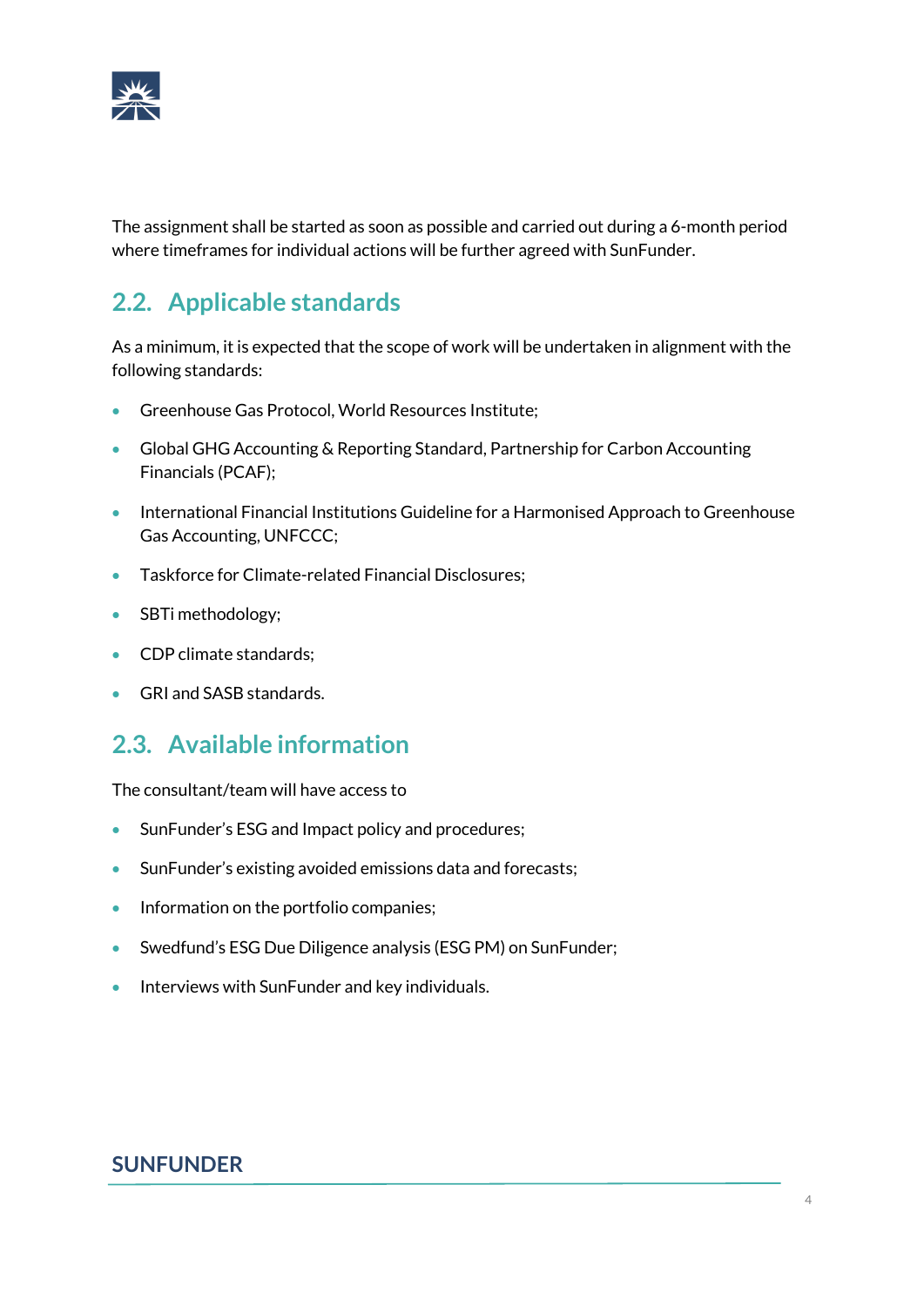The assignment shall be started as soon as possible and carried out during a 6-month period where timeframes for individual actions will be further agreed with SunFunder.

## 2.2. Applicable standards

As a minimum, it is expected that the scope of work will be undertaken in alignment with the following standards:

- Greenhouse Gas Protocol, World Resources Institute;
- Global GHG Accounting & Reporting Standard, Partnership for Carbon Accounting Financials (PCAF);
- International Financial Institutions Guideline for a Harmonised Approach to Greenhouse Gas Accounting, UNFCCC;
- Taskforce for Climate-related Financial Disclosures;
- SBTi methodology;
- CDP climate standards;
- GRI and SASB standards.

## 2.3. Available information

The consultant/team will have access to

- SunFunder's ESG and Impact policy and procedures;
- SunFunder's existing avoided emissions data and forecasts;
- Information on the portfolio companies;
- Swedfund's ESG Due Diligence analysis (ESG PM) on SunFunder;
- Interviews with SunFunder and key individuals.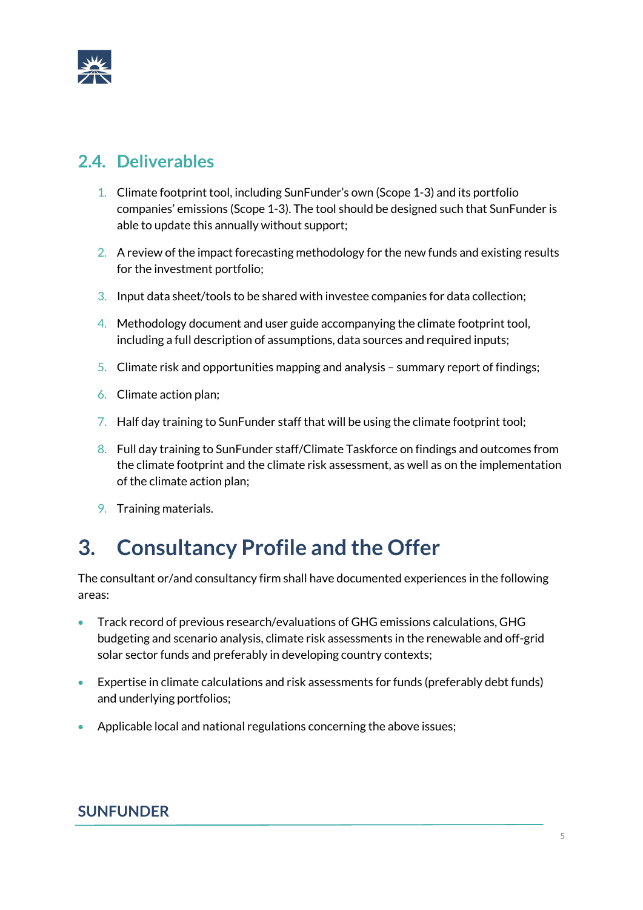## 2.4. Deliverables

1. Climate footprint tool, including SunFunder's own (Scope 1-3) and its portfolio companies' emissions (Scope 1-3). The tool should be designed such that SunFunder is able to update this annually without support;
2. A review of the impact forecasting methodology for the new funds and existing results for the investment portfolio;
3. Input data sheet/tools to be shared with investee companies for data collection;
4. Methodology document and user guide accompanying the climate footprint tool, including a full description of assumptions, data sources and required inputs;
5. Climate risk and opportunities mapping and analysis – summary report of findings;
6. Climate action plan;
7. Half day training to SunFunder staff that will be using the climate footprint tool;
8. Full day training to SunFunder staff/Climate Taskforce on findings and outcomes from the climate footprint and the climate risk assessment, as well as on the implementation of the climate action plan;
9. Training materials.

# 3. Consultancy Profile and the Offer

The consultant or/and consultancy firm shall have documented experiences in the following areas:

- Track record of previous research/evaluations of GHG emissions calculations, GHG budgeting and scenario analysis, climate risk assessments in the renewable and off-grid solar sector funds and preferably in developing country contexts;
- Expertise in climate calculations and risk assessments for funds (preferably debt funds) and underlying portfolios;
- Applicable local and national regulations concerning the above issues;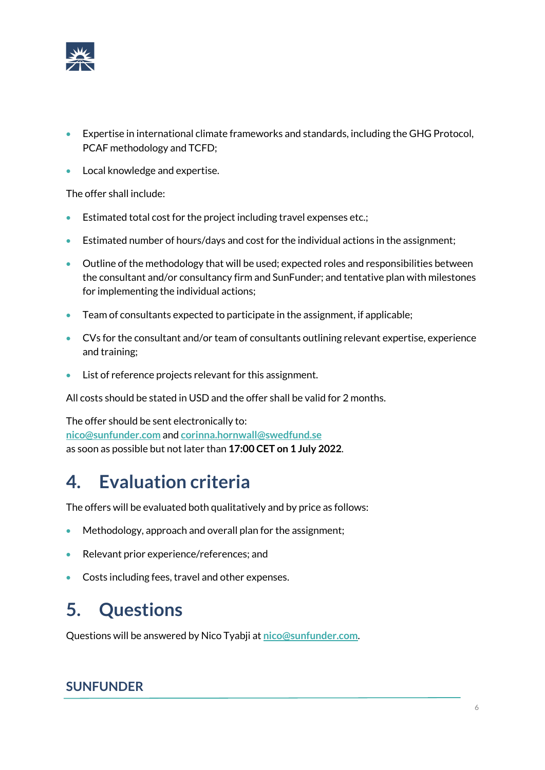- Expertise in international climate frameworks and standards, including the GHG Protocol, PCAF methodology and TCFD;
- Local knowledge and expertise.

The offer shall include:

- Estimated total cost for the project including travel expenses etc.;
- Estimated number of hours/days and cost for the individual actions in the assignment;
- Outline of the methodology that will be used; expected roles and responsibilities between the consultant and/or consultancy firm and SunFunder; and tentative plan with milestones for implementing the individual actions;
- Team of consultants expected to participate in the assignment, if applicable;
- CVs for the consultant and/or team of consultants outlining relevant expertise, experience and training;
- List of reference projects relevant for this assignment.

All costs should be stated in USD and the offer shall be valid for 2 months.

The offer should be sent electronically to:
nico@sunfunder.com and corinna.hornwall@swedfund.se
as soon as possible but not later than **17:00 CET on 1 July 2022**.

# 4. Evaluation criteria

The offers will be evaluated both qualitatively and by price as follows:

- Methodology, approach and overall plan for the assignment;
- Relevant prior experience/references; and
- Costs including fees, travel and other expenses.

# 5. Questions

Questions will be answered by Nico Tyabji at nico@sunfunder.com.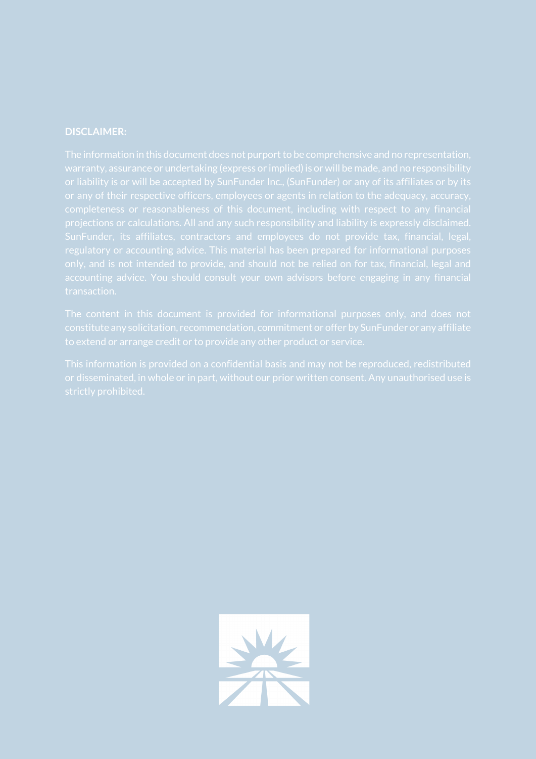**DISCLAIMER:**

The information in this document does not purport to be comprehensive and no representation, warranty, assurance or undertaking (express or implied) is or will be made, and no responsibility or liability is or will be accepted by SunFunder Inc., (SunFunder) or any of its affiliates or by its or any of their respective officers, employees or agents in relation to the adequacy, accuracy, completeness or reasonableness of this document, including with respect to any financial projections or calculations. All and any such responsibility and liability is expressly disclaimed. SunFunder, its affiliates, contractors and employees do not provide tax, financial, legal, regulatory or accounting advice. This material has been prepared for informational purposes only, and is not intended to provide, and should not be relied on for tax, financial, legal and accounting advice. You should consult your own advisors before engaging in any financial transaction.

The content in this document is provided for informational purposes only, and does not constitute any solicitation, recommendation, commitment or offer by SunFunder or any affiliate to extend or arrange credit or to provide any other product or service.

This information is provided on a confidential basis and may not be reproduced, redistributed or disseminated, in whole or in part, without our prior written consent. Any unauthorised use is strictly prohibited.